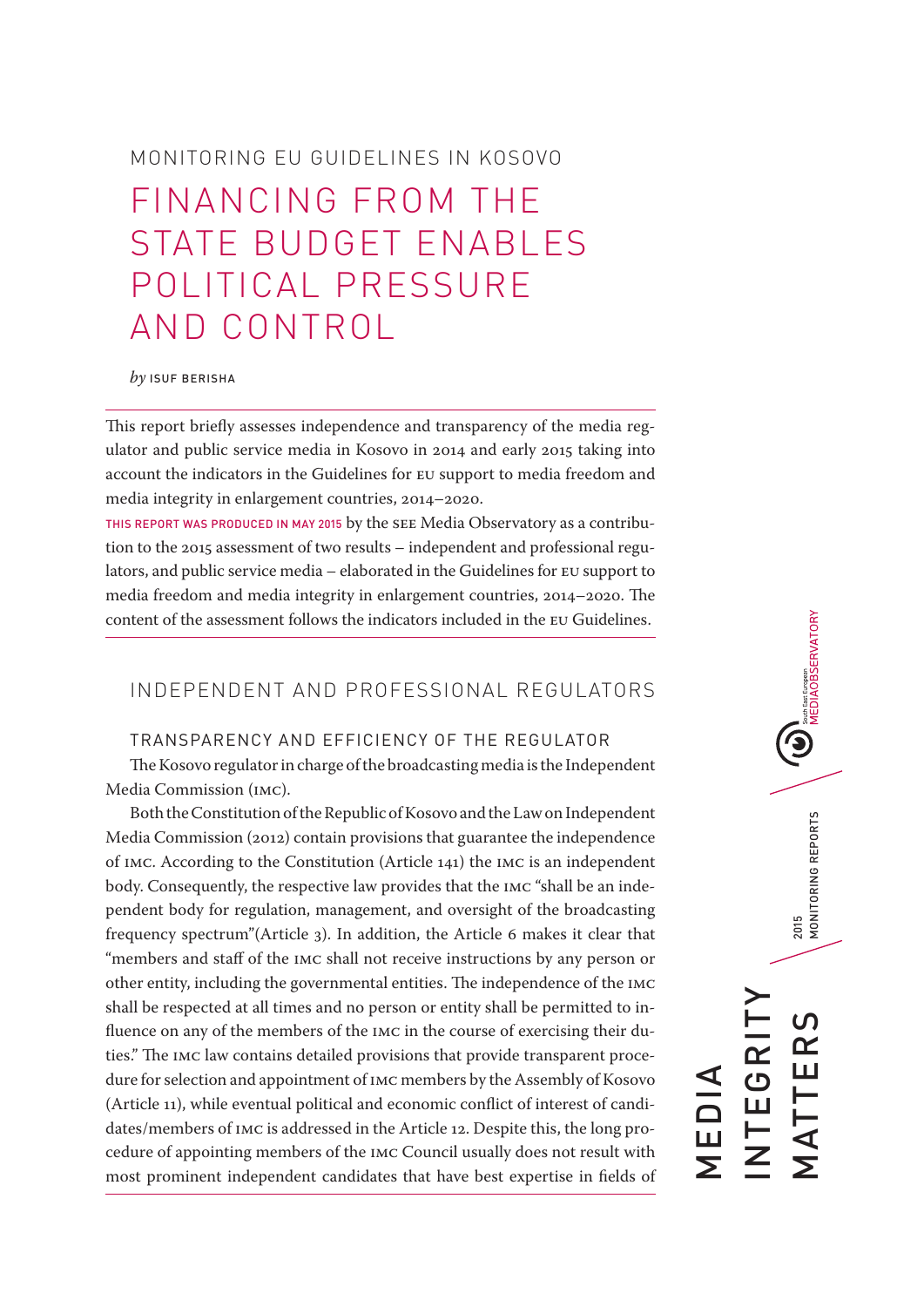MONITORING EU GUIDELINES IN KOSOVO

# FINANCING FROM THE STATE BUDGET ENABLES POLITICAL PRESSURE AND CONTROL

*by* ISUF BERISHA

This report briefly assesses independence and transparency of the media regulator and public service media in Kosovo in 2014 and early 2015 taking into account the indicators in the Guidelines for EU support to media freedom and media integrity in enlargement countries, 2014–2020.

THIS REPORT WAS PRODUCED IN MAY 2015 by the SEE Media Observatory as a contribution to the 2015 assessment of two results – independent and professional regulators, and public service media – elaborated in the Guidelines for EU support to media freedom and media integrity in enlargement countries, 2014–2020. The content of the assessment follows the indicators included in the EU Guidelines.

## INDEPENDENT AND PROFESSIONAL REGULATORS

### TRANSPARENCY AND EFFICIENCY OF THE REGULATOR

The Kosovo regulator in charge of the broadcasting media is the Independent Media Commission (IMC).

Both the Constitution of the Republic of Kosovo and the Law on Independent Media Commission (2012) contain provisions that guarantee the independence of IMC. According to the Constitution (Article 141) the IMC is an independent body. Consequently, the respective law provides that the IMC "shall be an independent body for regulation, management, and oversight of the broadcasting frequency spectrum"(Article 3). In addition, the Article 6 makes it clear that "members and staff of the IMC shall not receive instructions by any person or other entity, including the governmental entities. The independence of the IMC shall be respected at all times and no person or entity shall be permitted to influence on any of the members of the IMC in the course of exercising their duties." The IMC law contains detailed provisions that provide transparent procedure for selection and appointment of IMC members by the Assembly of Kosovo (Article 11), while eventual political and economic conflict of interest of candidates/members of IMC is addressed in the Article 12. Despite this, the long procedure of appointing members of the IMC Council usually does not result with most prominent independent candidates that have best expertise in fields of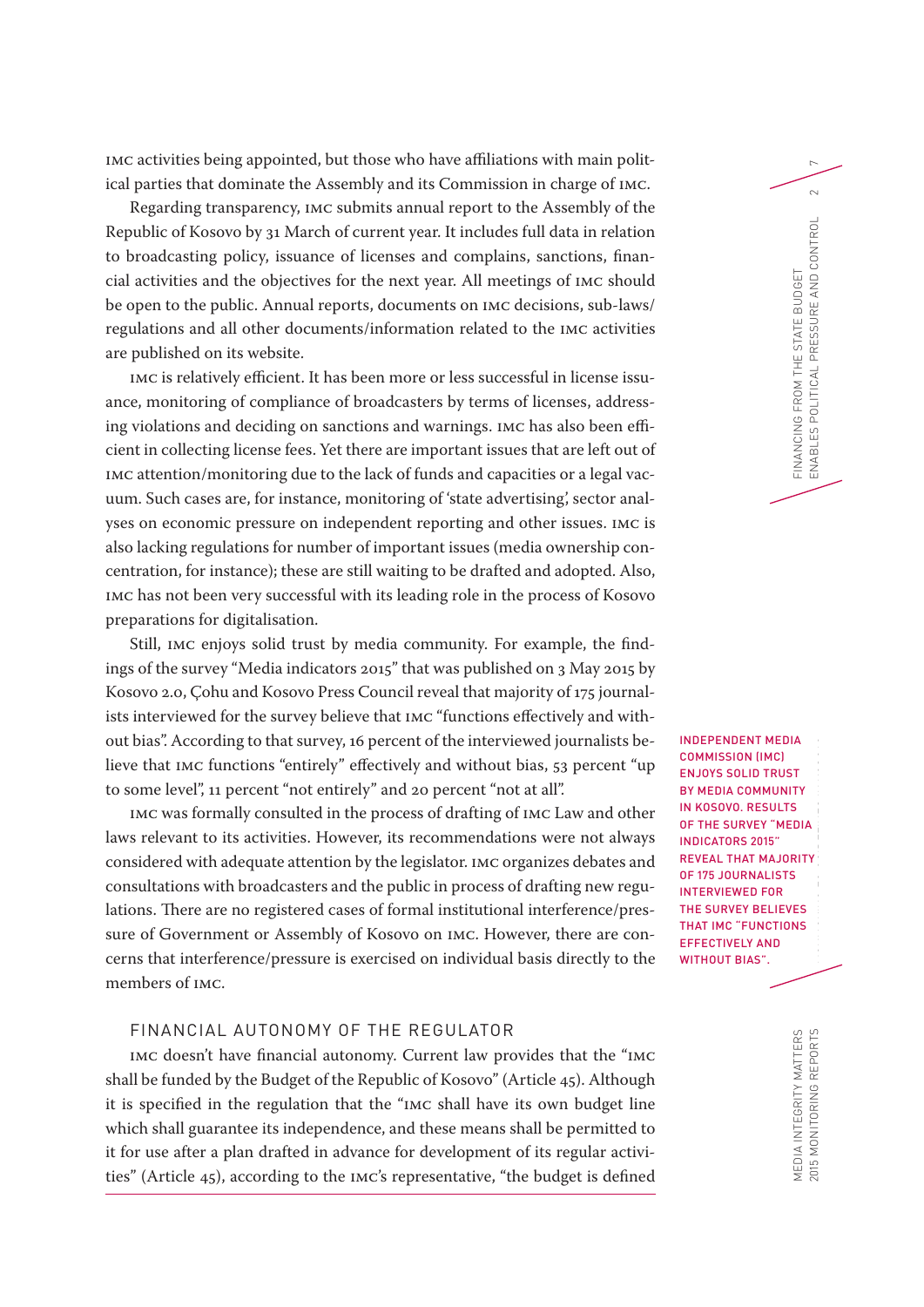IMC activities being appointed, but those who have affiliations with main political parties that dominate the Assembly and its Commission in charge of IMC.

Regarding transparency, IMC submits annual report to the Assembly of the Republic of Kosovo by 31 March of current year. It includes full data in relation to broadcasting policy, issuance of licenses and complains, sanctions, financial activities and the objectives for the next year. All meetings of IMC should be open to the public. Annual reports, documents on IMC decisions, sub-laws/regulations and all other documents/information related to the IMC activities are published on its website.

IMC is relatively efficient. It has been more or less successful in license issuance, monitoring of compliance of broadcasters by terms of licenses, addressing violations and deciding on sanctions and warnings. IMC has also been efficient in collecting license fees. Yet there are important issues that are left out of IMC attention/monitoring due to the lack of funds and capacities or a legal vacuum. Such cases are, for instance, monitoring of 'state advertising', sector analyses on economic pressure on independent reporting and other issues. IMC is also lacking regulations for number of important issues (media ownership concentration, for instance); these are still waiting to be drafted and adopted. Also, IMC has not been very successful with its leading role in the process of Kosovo preparations for digitalisation.

Still, IMC enjoys solid trust by media community. For example, the findings of the survey "Media indicators 2015" that was published on 3 May 2015 by Kosovo 2.0, Çohu and Kosovo Press Council reveal that majority of 175 journalists interviewed for the survey believe that IMC "functions effectively and without bias". According to that survey, 16 percent of the interviewed journalists believe that IMC functions "entirely" effectively and without bias, 53 percent "up to some level", 11 percent "not entirely" and 20 percent "not at all".

INDEPENDENT MEDIA COMMISSION (IMC) ENJOYS SOLID TRUST BY MEDIA COMMUNITY IN KOSOVO. RESULTS OF THE SURVEY "MEDIA INDICATORS 2015" REVEAL THAT MAJORITY OF 175 JOURNALISTS INTERVIEWED FOR THE SURVEY BELIEVES THAT IMC "FUNCTIONS EFFECTIVELY AND WITHOUT BIAS".

IMC was formally consulted in the process of drafting of IMC Law and other laws relevant to its activities. However, its recommendations were not always considered with adequate attention by the legislator. IMC organizes debates and consultations with broadcasters and the public in process of drafting new regulations. There are no registered cases of formal institutional interference/pressure of Government or Assembly of Kosovo on IMC. However, there are concerns that interference/pressure is exercised on individual basis directly to the members of IMC.

## FINANCIAL AUTONOMY OF THE REGULATOR

IMC doesn't have financial autonomy. Current law provides that the "IMC shall be funded by the Budget of the Republic of Kosovo" (Article 45). Although it is specified in the regulation that the "IMC shall have its own budget line which shall guarantee its independence, and these means shall be permitted to it for use after a plan drafted in advance for development of its regular activities" (Article 45), according to the IMC's representative, "the budget is defined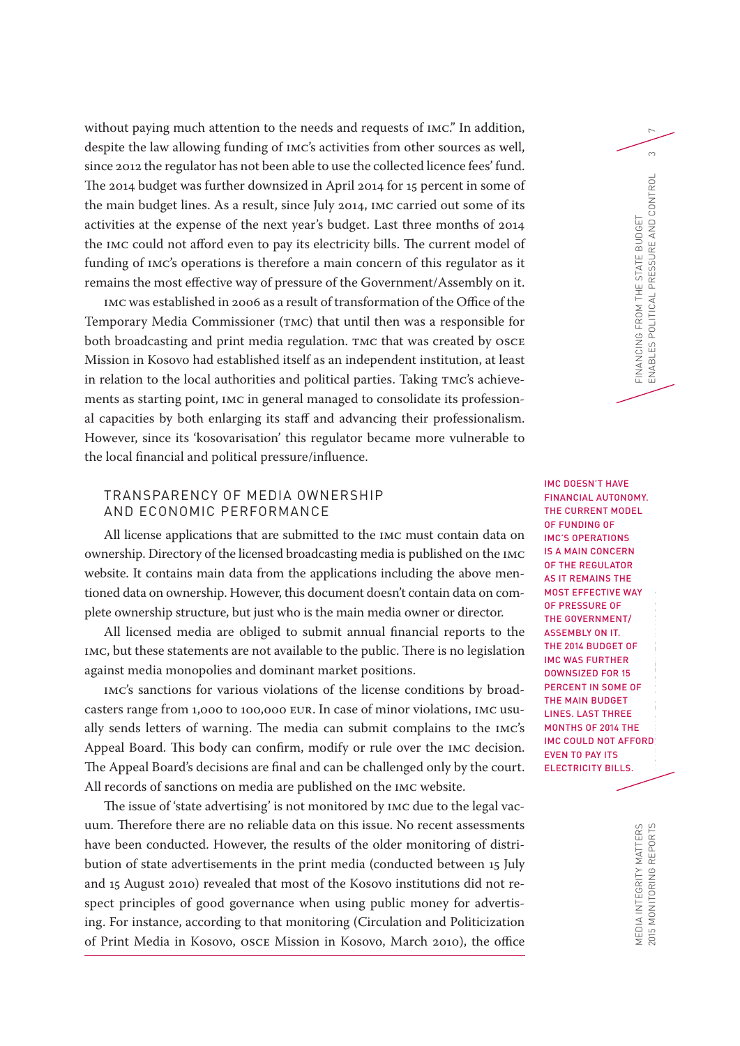without paying much attention to the needs and requests of IMC." In addition, despite the law allowing funding of IMC's activities from other sources as well, since 2012 the regulator has not been able to use the collected licence fees' fund. The 2014 budget was further downsized in April 2014 for 15 percent in some of the main budget lines. As a result, since July 2014, IMC carried out some of its activities at the expense of the next year's budget. Last three months of 2014 the IMC could not afford even to pay its electricity bills. The current model of funding of IMC's operations is therefore a main concern of this regulator as it remains the most effective way of pressure of the Government/Assembly on it.

IMC was established in 2006 as a result of transformation of the Office of the Temporary Media Commissioner (TMC) that until then was a responsible for both broadcasting and print media regulation. TMC that was created by OSCE Mission in Kosovo had established itself as an independent institution, at least in relation to the local authorities and political parties. Taking TMC's achievements as starting point, IMC in general managed to consolidate its professional capacities by both enlarging its staff and advancing their professionalism. However, since its 'kosovarisation' this regulator became more vulnerable to the local financial and political pressure/influence.

IMC DOESN'T HAVE FINANCIAL AUTONOMY. THE CURRENT MODEL OF FUNDING OF IMC'S OPERATIONS IS A MAIN CONCERN OF THE REGULATOR AS IT REMAINS THE MOST EFFECTIVE WAY OF PRESSURE OF THE GOVERNMENT/ ASSEMBLY ON IT. THE 2014 BUDGET OF IMC WAS FURTHER DOWNSIZED FOR 15 PERCENT IN SOME OF THE MAIN BUDGET LINES. LAST THREE MONTHS OF 2014 THE IMC COULD NOT AFFORD EVEN TO PAY ITS ELECTRICITY BILLS.

## TRANSPARENCY OF MEDIA OWNERSHIP AND ECONOMIC PERFORMANCE

All license applications that are submitted to the IMC must contain data on ownership. Directory of the licensed broadcasting media is published on the IMC website. It contains main data from the applications including the above mentioned data on ownership. However, this document doesn't contain data on complete ownership structure, but just who is the main media owner or director.

All licensed media are obliged to submit annual financial reports to the IMC, but these statements are not available to the public. There is no legislation against media monopolies and dominant market positions.

IMC's sanctions for various violations of the license conditions by broadcasters range from 1,000 to 100,000 EUR. In case of minor violations, IMC usually sends letters of warning. The media can submit complains to the IMC's Appeal Board. This body can confirm, modify or rule over the IMC decision. The Appeal Board's decisions are final and can be challenged only by the court. All records of sanctions on media are published on the IMC website.

The issue of 'state advertising' is not monitored by IMC due to the legal vacuum. Therefore there are no reliable data on this issue. No recent assessments have been conducted. However, the results of the older monitoring of distribution of state advertisements in the print media (conducted between 15 July and 15 August 2010) revealed that most of the Kosovo institutions did not respect principles of good governance when using public money for advertising. For instance, according to that monitoring (Circulation and Politicization of Print Media in Kosovo, OSCE Mission in Kosovo, March 2010), the office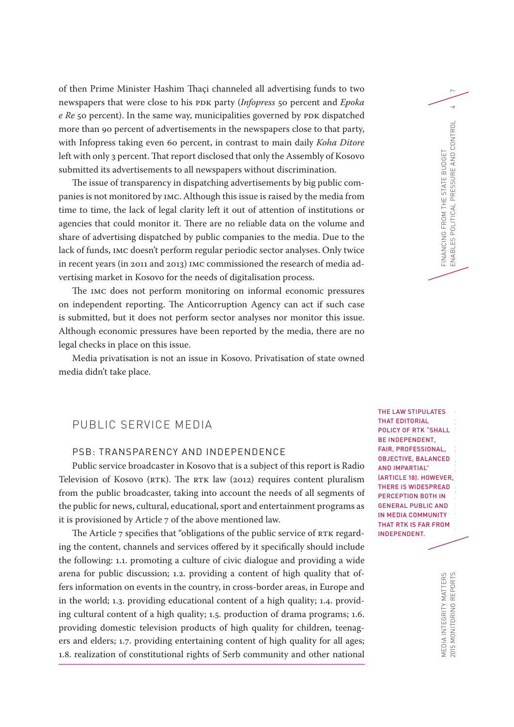of then Prime Minister Hashim Thaçi channeled all advertising funds to two newspapers that were close to his PDK party (*Infopress* 50 percent and *Epoka e Re* 50 percent). In the same way, municipalities governed by PDK dispatched more than 90 percent of advertisements in the newspapers close to that party, with Infopress taking even 60 percent, in contrast to main daily *Koha Ditore* left with only 3 percent. That report disclosed that only the Assembly of Kosovo submitted its advertisements to all newspapers without discrimination.

The issue of transparency in dispatching advertisements by big public companies is not monitored by IMC. Although this issue is raised by the media from time to time, the lack of legal clarity left it out of attention of institutions or agencies that could monitor it. There are no reliable data on the volume and share of advertising dispatched by public companies to the media. Due to the lack of funds, IMC doesn't perform regular periodic sector analyses. Only twice in recent years (in 2011 and 2013) IMC commissioned the research of media advertising market in Kosovo for the needs of digitalisation process.

The IMC does not perform monitoring on informal economic pressures on independent reporting. The Anticorruption Agency can act if such case is submitted, but it does not perform sector analyses nor monitor this issue. Although economic pressures have been reported by the media, there are no legal checks in place on this issue.

Media privatisation is not an issue in Kosovo. Privatisation of state owned media didn't take place.

## PUBLIC SERVICE MEDIA

> THE LAW STIPULATES THAT EDITORIAL POLICY OF RTK "SHALL BE INDEPENDENT, FAIR, PROFESSIONAL, OBJECTIVE, BALANCED AND IMPARTIAL" (ARTICLE 18). HOWEVER, THERE IS WIDESPREAD PERCEPTION BOTH IN GENERAL PUBLIC AND IN MEDIA COMMUNITY THAT RTK IS FAR FROM INDEPENDENT.

### PSB: TRANSPARENCY AND INDEPENDENCE

Public service broadcaster in Kosovo that is a subject of this report is Radio Television of Kosovo (RTK). The RTK law (2012) requires content pluralism from the public broadcaster, taking into account the needs of all segments of the public for news, cultural, educational, sport and entertainment programs as it is provisioned by Article 7 of the above mentioned law.

The Article 7 specifies that "obligations of the public service of RTK regarding the content, channels and services offered by it specifically should include the following: 1.1. promoting a culture of civic dialogue and providing a wide arena for public discussion; 1.2. providing a content of high quality that offers information on events in the country, in cross-border areas, in Europe and in the world; 1.3. providing educational content of a high quality; 1.4. providing cultural content of a high quality; 1.5. production of drama programs; 1.6. providing domestic television products of high quality for children, teenagers and elders; 1.7. providing entertaining content of high quality for all ages; 1.8. realization of constitutional rights of Serb community and other national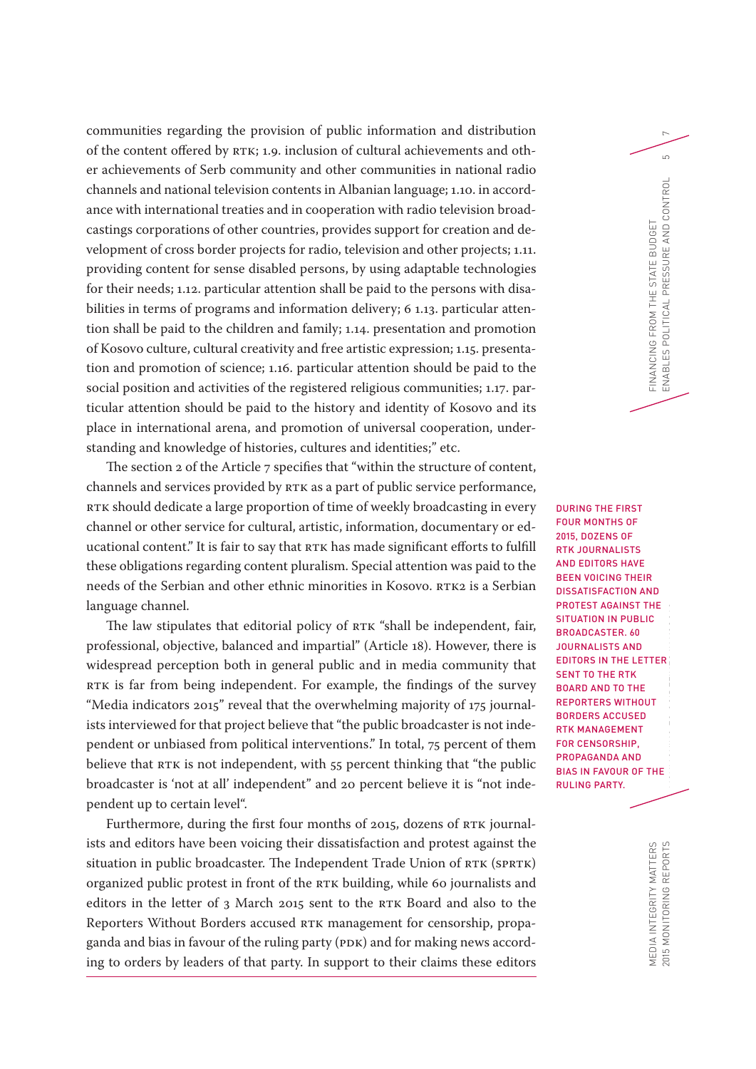communities regarding the provision of public information and distribution of the content offered by RTK; 1.9. inclusion of cultural achievements and other achievements of Serb community and other communities in national radio channels and national television contents in Albanian language; 1.10. in accordance with international treaties and in cooperation with radio television broadcastings corporations of other countries, provides support for creation and development of cross border projects for radio, television and other projects; 1.11. providing content for sense disabled persons, by using adaptable technologies for their needs; 1.12. particular attention shall be paid to the persons with disabilities in terms of programs and information delivery; 6 1.13. particular attention shall be paid to the children and family; 1.14. presentation and promotion of Kosovo culture, cultural creativity and free artistic expression; 1.15. presentation and promotion of science; 1.16. particular attention should be paid to the social position and activities of the registered religious communities; 1.17. particular attention should be paid to the history and identity of Kosovo and its place in international arena, and promotion of universal cooperation, understanding and knowledge of histories, cultures and identities;" etc.

The section 2 of the Article 7 specifies that "within the structure of content, channels and services provided by RTK as a part of public service performance, RTK should dedicate a large proportion of time of weekly broadcasting in every channel or other service for cultural, artistic, information, documentary or educational content." It is fair to say that RTK has made significant efforts to fulfill these obligations regarding content pluralism. Special attention was paid to the needs of the Serbian and other ethnic minorities in Kosovo. RTK2 is a Serbian language channel.

The law stipulates that editorial policy of RTK "shall be independent, fair, professional, objective, balanced and impartial" (Article 18). However, there is widespread perception both in general public and in media community that RTK is far from being independent. For example, the findings of the survey "Media indicators 2015" reveal that the overwhelming majority of 175 journalists interviewed for that project believe that "the public broadcaster is not independent or unbiased from political interventions." In total, 75 percent of them believe that RTK is not independent, with 55 percent thinking that "the public broadcaster is 'not at all' independent" and 20 percent believe it is "not independent up to certain level".

DURING THE FIRST FOUR MONTHS OF 2015, DOZENS OF RTK JOURNALISTS AND EDITORS HAVE BEEN VOICING THEIR DISSATISFACTION AND PROTEST AGAINST THE SITUATION IN PUBLIC BROADCASTER. 60 JOURNALISTS AND EDITORS IN THE LETTER SENT TO THE RTK BOARD AND TO THE REPORTERS WITHOUT BORDERS ACCUSED RTK MANAGEMENT FOR CENSORSHIP, PROPAGANDA AND BIAS IN FAVOUR OF THE RULING PARTY.

Furthermore, during the first four months of 2015, dozens of RTK journalists and editors have been voicing their dissatisfaction and protest against the situation in public broadcaster. The Independent Trade Union of RTK (SPRTK) organized public protest in front of the RTK building, while 60 journalists and editors in the letter of 3 March 2015 sent to the RTK Board and also to the Reporters Without Borders accused RTK management for censorship, propaganda and bias in favour of the ruling party (PDK) and for making news according to orders by leaders of that party. In support to their claims these editors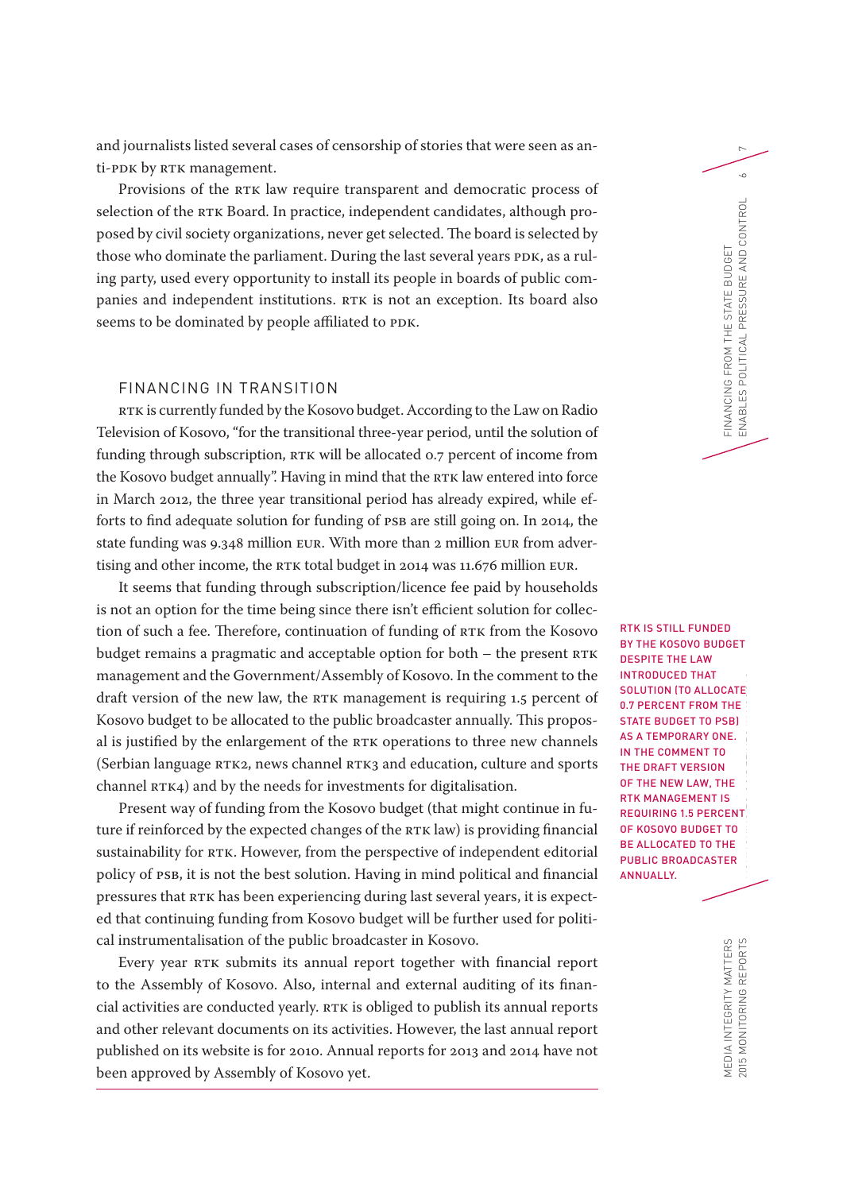and journalists listed several cases of censorship of stories that were seen as anti-PDK by RTK management.

Provisions of the RTK law require transparent and democratic process of selection of the RTK Board. In practice, independent candidates, although proposed by civil society organizations, never get selected. The board is selected by those who dominate the parliament. During the last several years PDK, as a ruling party, used every opportunity to install its people in boards of public companies and independent institutions. RTK is not an exception. Its board also seems to be dominated by people affiliated to PDK.

## FINANCING IN TRANSITION

RTK is currently funded by the Kosovo budget. According to the Law on Radio Television of Kosovo, "for the transitional three-year period, until the solution of funding through subscription, RTK will be allocated 0.7 percent of income from the Kosovo budget annually". Having in mind that the RTK law entered into force in March 2012, the three year transitional period has already expired, while efforts to find adequate solution for funding of PSB are still going on. In 2014, the state funding was 9.348 million EUR. With more than 2 million EUR from advertising and other income, the RTK total budget in 2014 was 11.676 million EUR.

It seems that funding through subscription/licence fee paid by households is not an option for the time being since there isn't efficient solution for collection of such a fee. Therefore, continuation of funding of RTK from the Kosovo budget remains a pragmatic and acceptable option for both – the present RTK management and the Government/Assembly of Kosovo. In the comment to the draft version of the new law, the RTK management is requiring 1.5 percent of Kosovo budget to be allocated to the public broadcaster annually. This proposal is justified by the enlargement of the RTK operations to three new channels (Serbian language RTK2, news channel RTK3 and education, culture and sports channel RTK4) and by the needs for investments for digitalisation.

**RTK IS STILL FUNDED BY THE KOSOVO BUDGET DESPITE THE LAW INTRODUCED THAT SOLUTION (TO ALLOCATE 0.7 PERCENT FROM THE STATE BUDGET TO PSB) AS A TEMPORARY ONE. IN THE COMMENT TO THE DRAFT VERSION OF THE NEW LAW, THE RTK MANAGEMENT IS REQUIRING 1.5 PERCENT OF KOSOVO BUDGET TO BE ALLOCATED TO THE PUBLIC BROADCASTER ANNUALLY.**

Present way of funding from the Kosovo budget (that might continue in future if reinforced by the expected changes of the RTK law) is providing financial sustainability for RTK. However, from the perspective of independent editorial policy of PSB, it is not the best solution. Having in mind political and financial pressures that RTK has been experiencing during last several years, it is expected that continuing funding from Kosovo budget will be further used for political instrumentalisation of the public broadcaster in Kosovo.

Every year RTK submits its annual report together with financial report to the Assembly of Kosovo. Also, internal and external auditing of its financial activities are conducted yearly. RTK is obliged to publish its annual reports and other relevant documents on its activities. However, the last annual report published on its website is for 2010. Annual reports for 2013 and 2014 have not been approved by Assembly of Kosovo yet.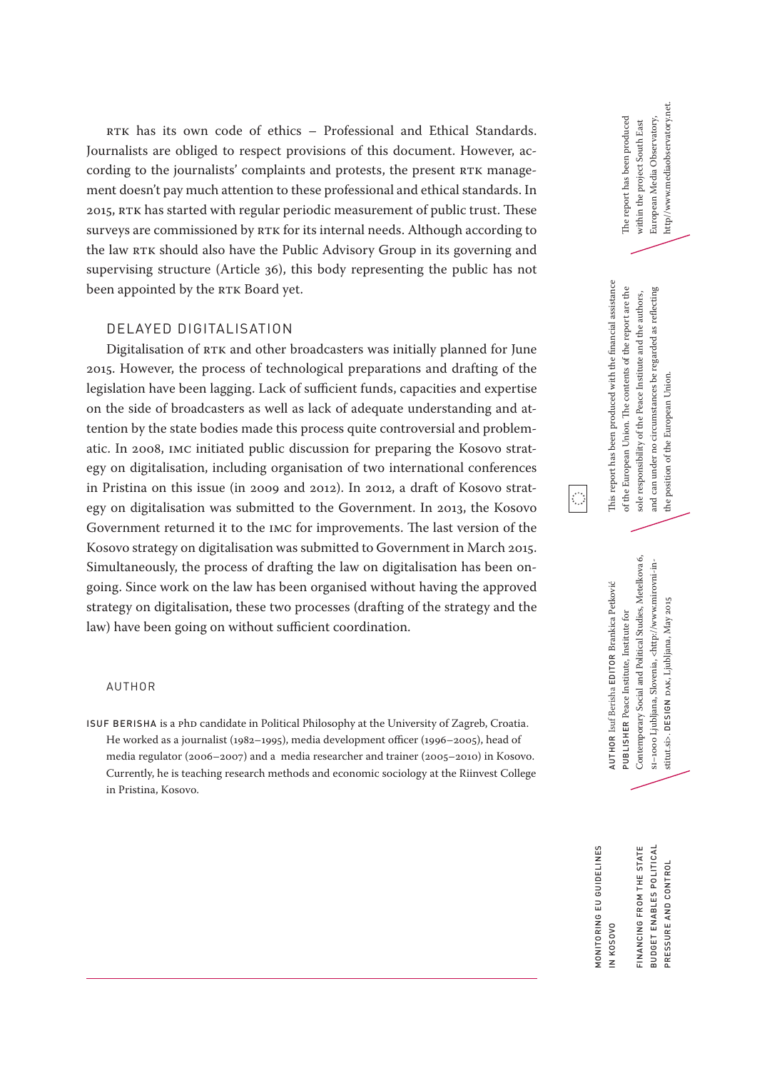RTK has its own code of ethics – Professional and Ethical Standards. Journalists are obliged to respect provisions of this document. However, according to the journalists' complaints and protests, the present RTK management doesn't pay much attention to these professional and ethical standards. In 2015, RTK has started with regular periodic measurement of public trust. These surveys are commissioned by RTK for its internal needs. Although according to the law RTK should also have the Public Advisory Group in its governing and supervising structure (Article 36), this body representing the public has not been appointed by the RTK Board yet.

## DELAYED DIGITALISATION

Digitalisation of RTK and other broadcasters was initially planned for June 2015. However, the process of technological preparations and drafting of the legislation have been lagging. Lack of sufficient funds, capacities and expertise on the side of broadcasters as well as lack of adequate understanding and attention by the state bodies made this process quite controversial and problematic. In 2008, IMC initiated public discussion for preparing the Kosovo strategy on digitalisation, including organisation of two international conferences in Pristina on this issue (in 2009 and 2012). In 2012, a draft of Kosovo strategy on digitalisation was submitted to the Government. In 2013, the Kosovo Government returned it to the IMC for improvements. The last version of the Kosovo strategy on digitalisation was submitted to Government in March 2015. Simultaneously, the process of drafting the law on digitalisation has been ongoing. Since work on the law has been organised without having the approved strategy on digitalisation, these two processes (drafting of the strategy and the law) have been going on without sufficient coordination.

## AUTHOR

**ISUF BERISHA** is a PhD candidate in Political Philosophy at the University of Zagreb, Croatia. He worked as a journalist (1982–1995), media development officer (1996–2005), head of media regulator (2006–2007) and a media researcher and trainer (2005–2010) in Kosovo. Currently, he is teaching research methods and economic sociology at the Riinvest College in Pristina, Kosovo.

MONITORING EU GUIDELINES IN KOSOVO

FINANCING FROM THE STATE BUDGET ENABLES POLITICAL PRESSURE AND CONTROL

**AUTHOR** Isuf Berisha **EDITOR** Brankica Petković **PUBLISHER** Peace Institute, Institute for Contemporary Social and Political Studies, Metelkova 6, SI–1000 Ljubljana, Slovenia, <http://www.mirovni-institut.si>. **DESIGN** DAK, Ljubljana, May 2015

This report has been produced with the financial assistance of the European Union. The contents of the report are the sole responsibility of the Peace Institute and the authors, and can under no circumstances be regarded as reflecting the position of the European Union.

The report has been produced within the project South East European Media Observatory, http//www.mediaobservatory.net.